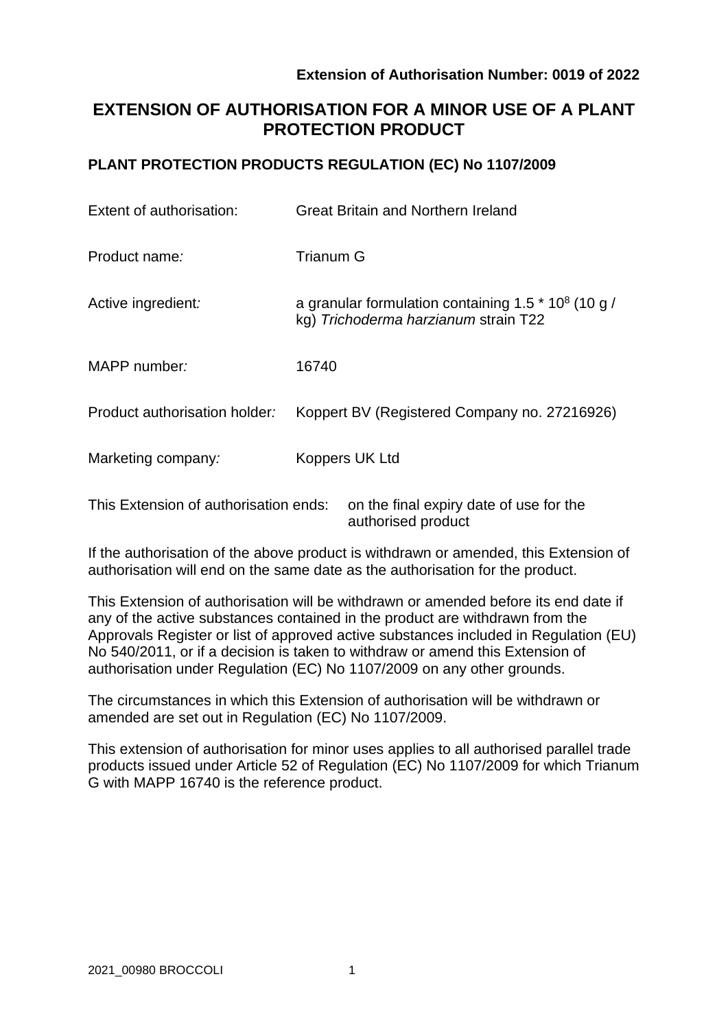**Extension of Authorisation Number: 0019 of 2022**

# EXTENSION OF AUTHORISATION FOR A MINOR USE OF A PLANT PROTECTION PRODUCT

## PLANT PROTECTION PRODUCTS REGULATION (EC) No 1107/2009

| | |
|---|---|
| Extent of authorisation: | Great Britain and Northern Ireland |
| Product name*:* | Trianum G |
| Active ingredient*:* | a granular formulation containing $1.5 * 10^8$ (10 g / kg) *Trichoderma harzianum* strain T22 |
| MAPP number*:* | 16740 |
| Product authorisation holder*:* | Koppert BV (Registered Company no. 27216926) |
| Marketing company*:* | Koppers UK Ltd |

This Extension of authorisation ends: on the final expiry date of use for the authorised product

If the authorisation of the above product is withdrawn or amended, this Extension of authorisation will end on the same date as the authorisation for the product.

This Extension of authorisation will be withdrawn or amended before its end date if any of the active substances contained in the product are withdrawn from the Approvals Register or list of approved active substances included in Regulation (EU) No 540/2011, or if a decision is taken to withdraw or amend this Extension of authorisation under Regulation (EC) No 1107/2009 on any other grounds.

The circumstances in which this Extension of authorisation will be withdrawn or amended are set out in Regulation (EC) No 1107/2009.

This extension of authorisation for minor uses applies to all authorised parallel trade products issued under Article 52 of Regulation (EC) No 1107/2009 for which Trianum G with MAPP 16740 is the reference product.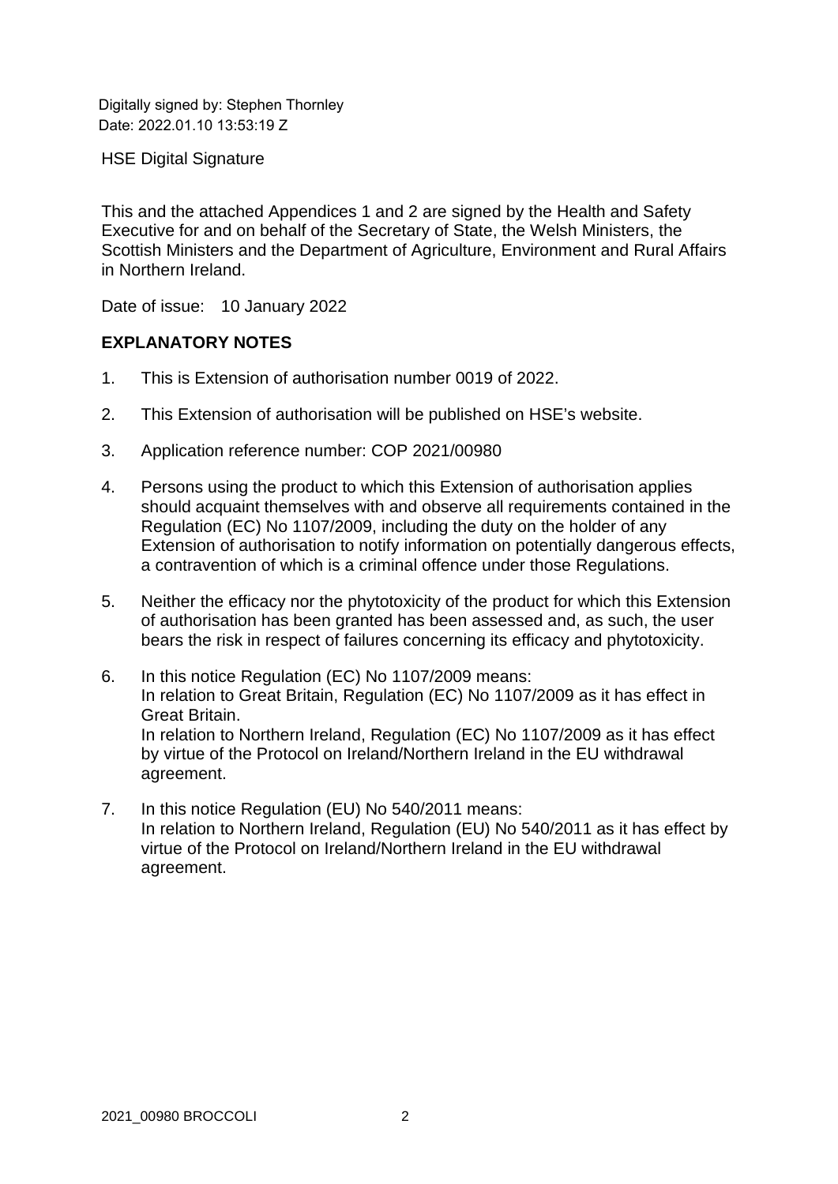Digitally signed by: Stephen Thornley
Date: 2022.01.10 13:53:19 Z

HSE Digital Signature

This and the attached Appendices 1 and 2 are signed by the Health and Safety Executive for and on behalf of the Secretary of State, the Welsh Ministers, the Scottish Ministers and the Department of Agriculture, Environment and Rural Affairs in Northern Ireland.

Date of issue: 10 January 2022

**EXPLANATORY NOTES**

1. This is Extension of authorisation number 0019 of 2022.
2. This Extension of authorisation will be published on HSE's website.
3. Application reference number: COP 2021/00980
4. Persons using the product to which this Extension of authorisation applies should acquaint themselves with and observe all requirements contained in the Regulation (EC) No 1107/2009, including the duty on the holder of any Extension of authorisation to notify information on potentially dangerous effects, a contravention of which is a criminal offence under those Regulations.
5. Neither the efficacy nor the phytotoxicity of the product for which this Extension of authorisation has been granted has been assessed and, as such, the user bears the risk in respect of failures concerning its efficacy and phytotoxicity.
6. In this notice Regulation (EC) No 1107/2009 means:
   In relation to Great Britain, Regulation (EC) No 1107/2009 as it has effect in Great Britain.
   In relation to Northern Ireland, Regulation (EC) No 1107/2009 as it has effect by virtue of the Protocol on Ireland/Northern Ireland in the EU withdrawal agreement.
7. In this notice Regulation (EU) No 540/2011 means:
   In relation to Northern Ireland, Regulation (EU) No 540/2011 as it has effect by virtue of the Protocol on Ireland/Northern Ireland in the EU withdrawal agreement.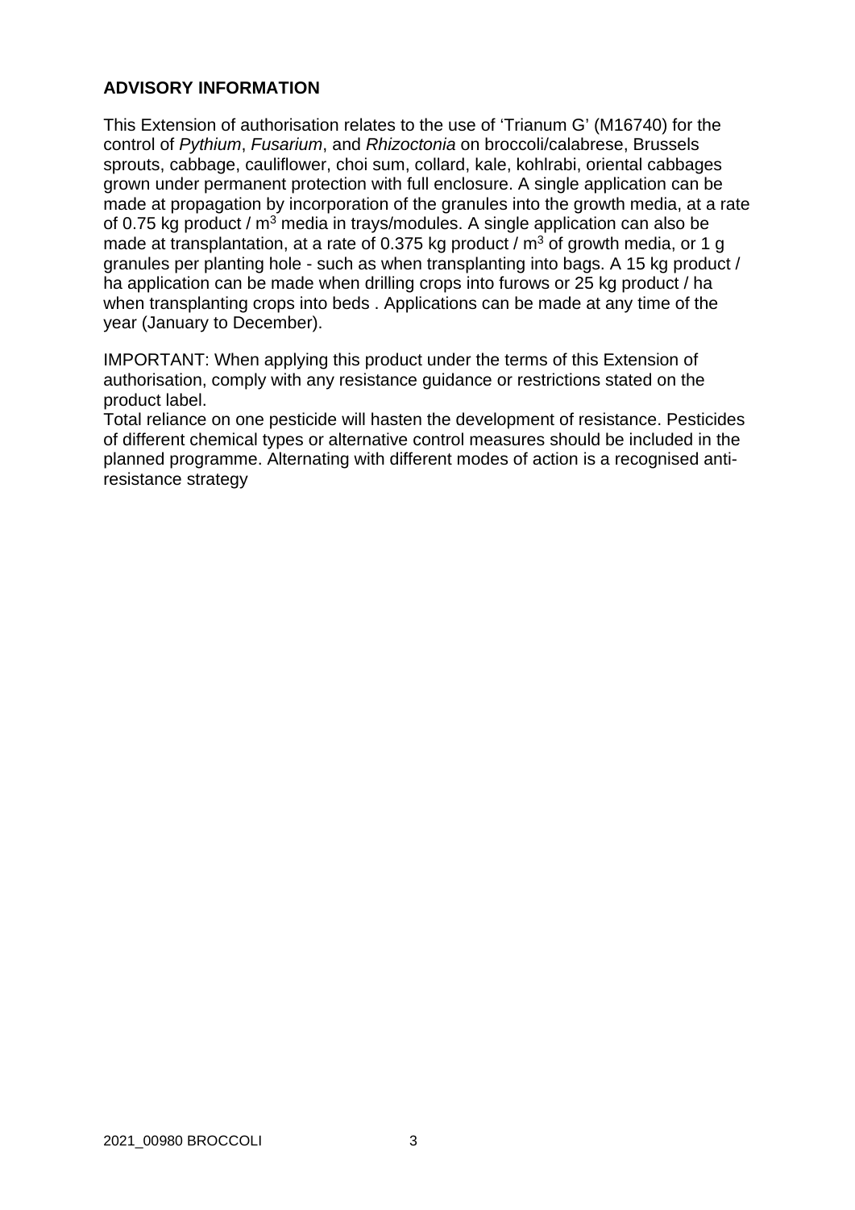## ADVISORY INFORMATION

This Extension of authorisation relates to the use of 'Trianum G' (M16740) for the control of *Pythium*, *Fusarium*, and *Rhizoctonia* on broccoli/calabrese, Brussels sprouts, cabbage, cauliflower, choi sum, collard, kale, kohlrabi, oriental cabbages grown under permanent protection with full enclosure. A single application can be made at propagation by incorporation of the granules into the growth media, at a rate of 0.75 kg product / $m^3$ media in trays/modules. A single application can also be made at transplantation, at a rate of 0.375 kg product / $m^3$ of growth media, or 1 g granules per planting hole - such as when transplanting into bags. A 15 kg product / ha application can be made when drilling crops into furows or 25 kg product / ha when transplanting crops into beds . Applications can be made at any time of the year (January to December).

IMPORTANT: When applying this product under the terms of this Extension of authorisation, comply with any resistance guidance or restrictions stated on the product label.
Total reliance on one pesticide will hasten the development of resistance. Pesticides of different chemical types or alternative control measures should be included in the planned programme. Alternating with different modes of action is a recognised anti-resistance strategy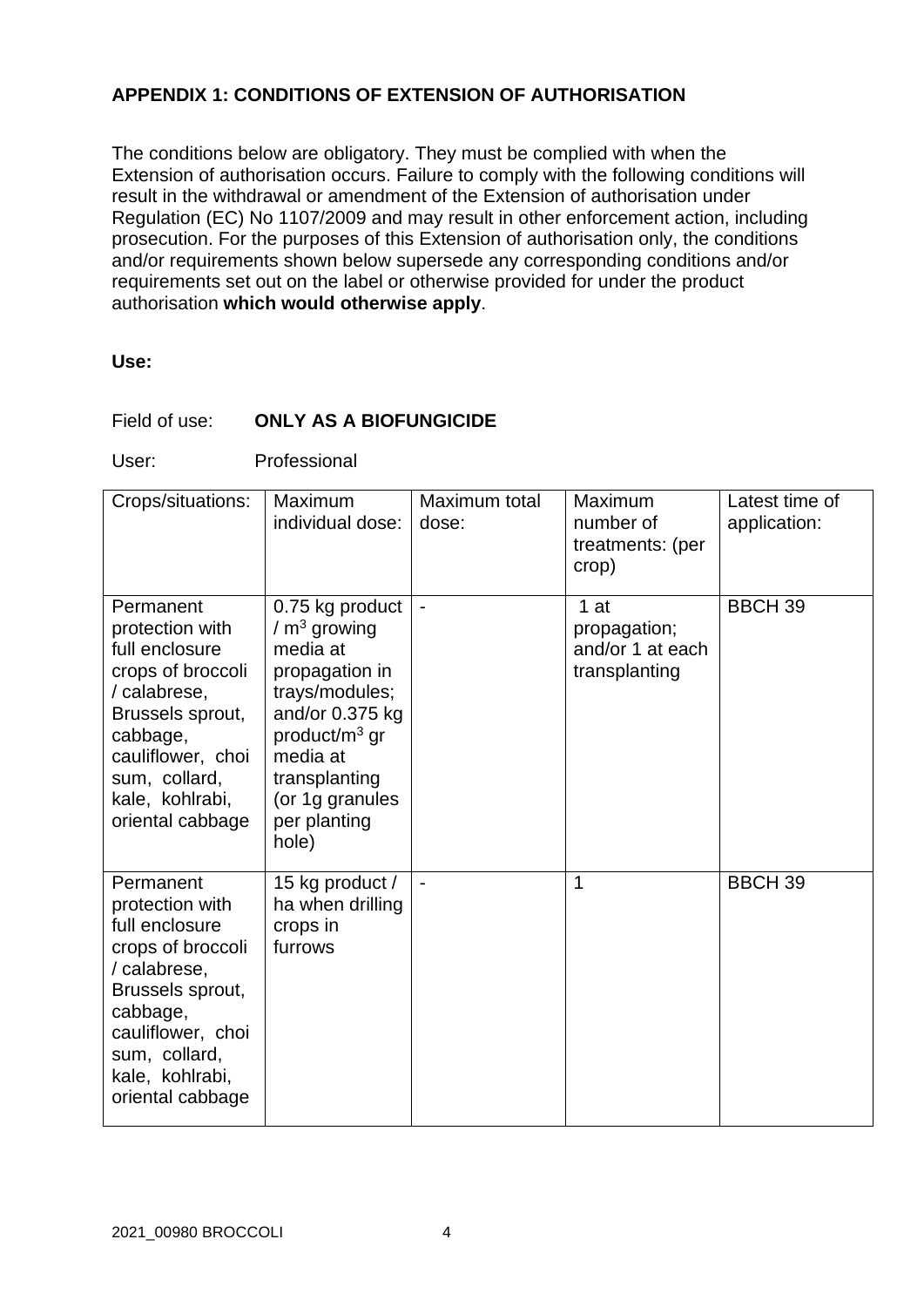**APPENDIX 1: CONDITIONS OF EXTENSION OF AUTHORISATION**

The conditions below are obligatory. They must be complied with when the Extension of authorisation occurs. Failure to comply with the following conditions will result in the withdrawal or amendment of the Extension of authorisation under Regulation (EC) No 1107/2009 and may result in other enforcement action, including prosecution. For the purposes of this Extension of authorisation only, the conditions and/or requirements shown below supersede any corresponding conditions and/or requirements set out on the label or otherwise provided for under the product authorisation **which would otherwise apply**.

**Use:**

Field of use: **ONLY AS A BIOFUNGICIDE**

User: Professional

| Crops/situations: | Maximum individual dose: | Maximum total dose: | Maximum number of treatments: (per crop) | Latest time of application: |
|---|---|---|---|---|
| Permanent protection with full enclosure crops of broccoli / calabrese, Brussels sprout, cabbage, cauliflower, choi sum, collard, kale, kohlrabi, oriental cabbage | 0.75 kg product / $m^3$ growing media at propagation in trays/modules; and/or 0.375 kg product/$m^3$ gr media at transplanting (or 1g granules per planting hole) | - | 1 at propagation; and/or 1 at each transplanting | BBCH 39 |
| Permanent protection with full enclosure crops of broccoli / calabrese, Brussels sprout, cabbage, cauliflower, choi sum, collard, kale, kohlrabi, oriental cabbage | 15 kg product / ha when drilling crops in furrows | - | 1 | BBCH 39 |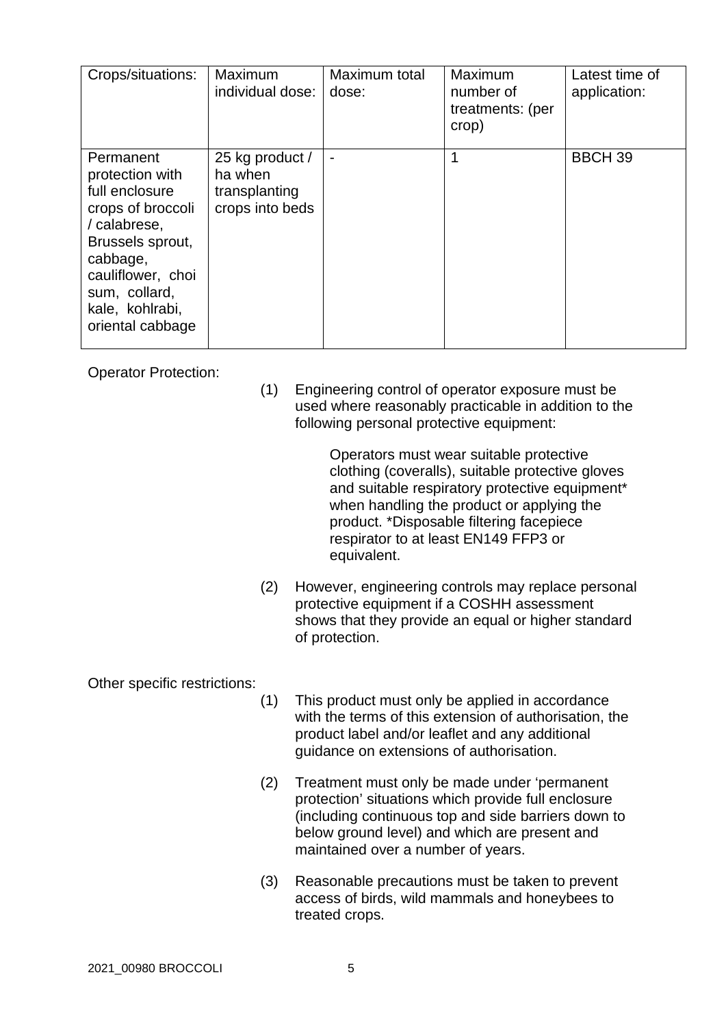| Crops/situations: | Maximum individual dose: | Maximum total dose: | Maximum number of treatments: (per crop) | Latest time of application: |
|---|---|---|---|---|
| Permanent protection with full enclosure crops of broccoli / calabrese, Brussels sprout, cabbage, cauliflower, choi sum, collard, kale, kohlrabi, oriental cabbage | 25 kg product / ha when transplanting crops into beds | - | 1 | BBCH 39 |

Operator Protection:

(1) Engineering control of operator exposure must be used where reasonably practicable in addition to the following personal protective equipment:

Operators must wear suitable protective clothing (coveralls), suitable protective gloves and suitable respiratory protective equipment* when handling the product or applying the product. *Disposable filtering facepiece respirator to at least EN149 FFP3 or equivalent.

(2) However, engineering controls may replace personal protective equipment if a COSHH assessment shows that they provide an equal or higher standard of protection.

Other specific restrictions:

(1) This product must only be applied in accordance with the terms of this extension of authorisation, the product label and/or leaflet and any additional guidance on extensions of authorisation.

(2) Treatment must only be made under 'permanent protection' situations which provide full enclosure (including continuous top and side barriers down to below ground level) and which are present and maintained over a number of years.

(3) Reasonable precautions must be taken to prevent access of birds, wild mammals and honeybees to treated crops.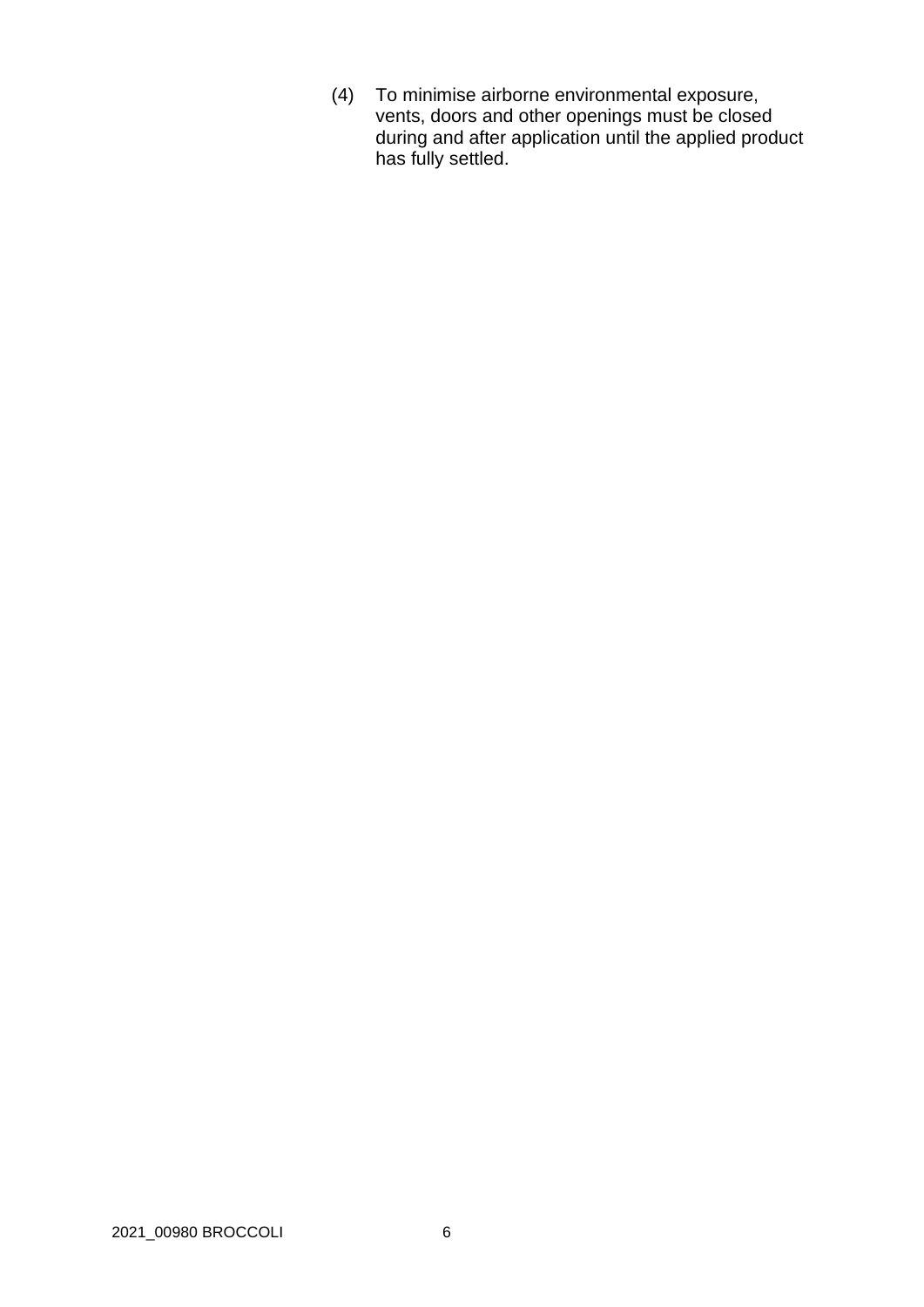(4) To minimise airborne environmental exposure, vents, doors and other openings must be closed during and after application until the applied product has fully settled.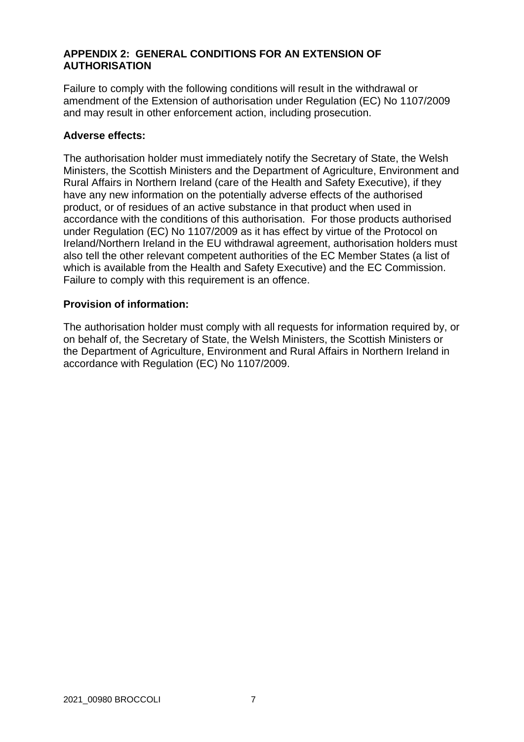## APPENDIX 2: GENERAL CONDITIONS FOR AN EXTENSION OF AUTHORISATION

Failure to comply with the following conditions will result in the withdrawal or amendment of the Extension of authorisation under Regulation (EC) No 1107/2009 and may result in other enforcement action, including prosecution.

**Adverse effects:**

The authorisation holder must immediately notify the Secretary of State, the Welsh Ministers, the Scottish Ministers and the Department of Agriculture, Environment and Rural Affairs in Northern Ireland (care of the Health and Safety Executive), if they have any new information on the potentially adverse effects of the authorised product, or of residues of an active substance in that product when used in accordance with the conditions of this authorisation. For those products authorised under Regulation (EC) No 1107/2009 as it has effect by virtue of the Protocol on Ireland/Northern Ireland in the EU withdrawal agreement, authorisation holders must also tell the other relevant competent authorities of the EC Member States (a list of which is available from the Health and Safety Executive) and the EC Commission. Failure to comply with this requirement is an offence.

**Provision of information:**

The authorisation holder must comply with all requests for information required by, or on behalf of, the Secretary of State, the Welsh Ministers, the Scottish Ministers or the Department of Agriculture, Environment and Rural Affairs in Northern Ireland in accordance with Regulation (EC) No 1107/2009.